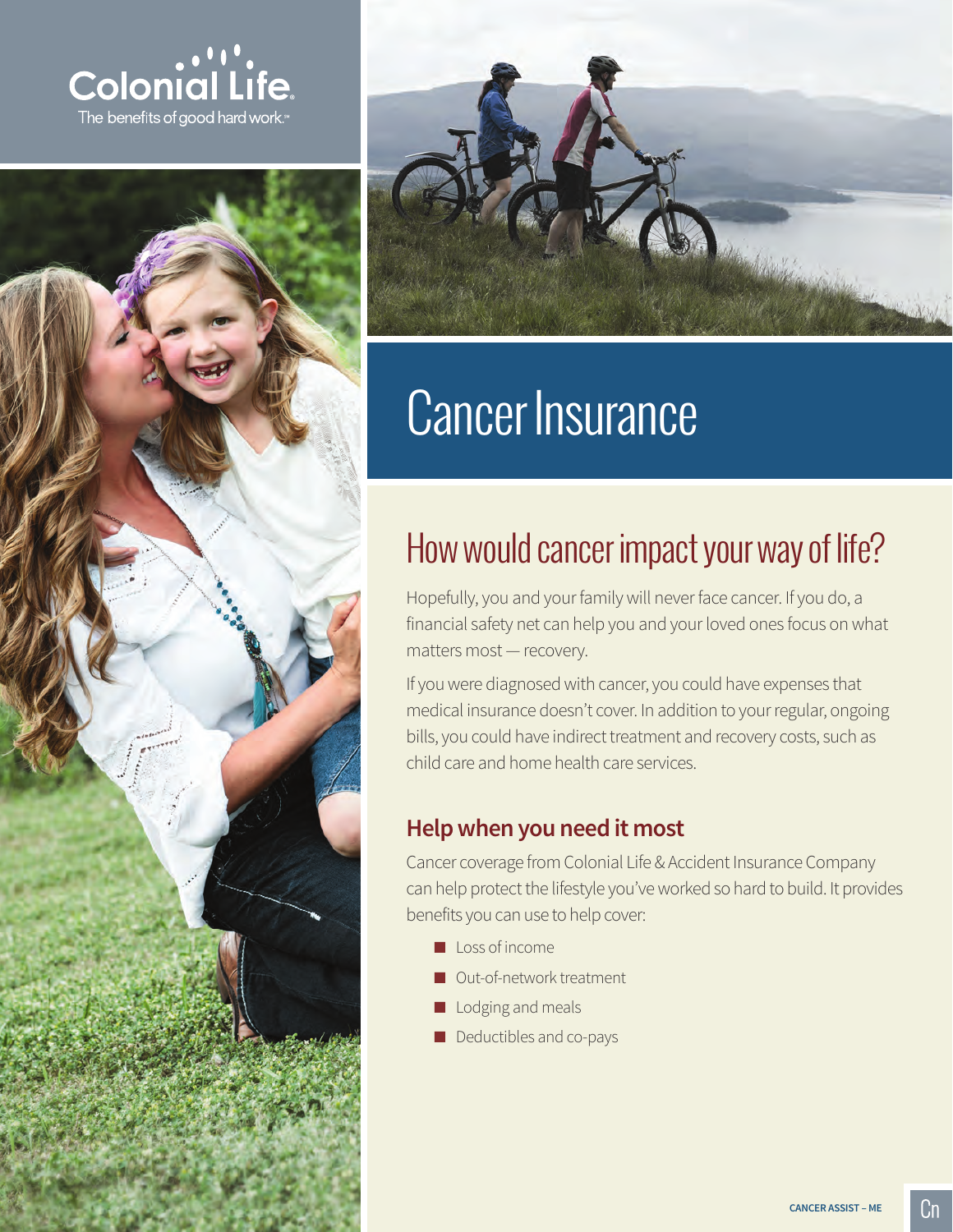Colonial Life

The benefits of good hard work.℠

# Cancer Insurance

## How would cancer impact your way of life?

Hopefully, you and your family will never face cancer. If you do, a financial safety net can help you and your loved ones focus on what matters most — recovery.

If you were diagnosed with cancer, you could have expenses that medical insurance doesn't cover. In addition to your regular, ongoing bills, you could have indirect treatment and recovery costs, such as child care and home health care services.

### Help when you need it most

Cancer coverage from Colonial Life & Accident Insurance Company can help protect the lifestyle you've worked so hard to build. It provides benefits you can use to help cover:

- Loss of income
- Out-of-network treatment
- Lodging and meals
- Deductibles and co-pays

CANCER ASSIST – ME

Cn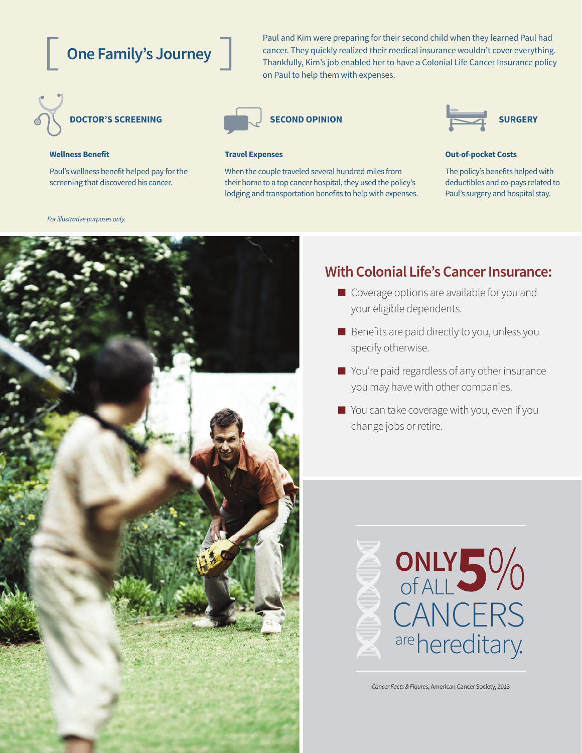# One Family's Journey

Paul and Kim were preparing for their second child when they learned Paul had cancer. They quickly realized their medical insurance wouldn't cover everything. Thankfully, Kim's job enabled her to have a Colonial Life Cancer Insurance policy on Paul to help them with expenses.

### DOCTOR'S SCREENING

**Wellness Benefit**

Paul's wellness benefit helped pay for the screening that discovered his cancer.

### SECOND OPINION

**Travel Expenses**

When the couple traveled several hundred miles from their home to a top cancer hospital, they used the policy's lodging and transportation benefits to help with expenses.

### SURGERY

**Out-of-pocket Costs**

The policy's benefits helped with deductibles and co-pays related to Paul's surgery and hospital stay.

*For illustrative purposes only.*

## With Colonial Life's Cancer Insurance:

- Coverage options are available for you and your eligible dependents.
- Benefits are paid directly to you, unless you specify otherwise.
- You're paid regardless of any other insurance you may have with other companies.
- You can take coverage with you, even if you change jobs or retire.

**ONLY 5%** of ALL CANCERS are hereditary.

*Cancer Facts & Figures*, American Cancer Society, 2013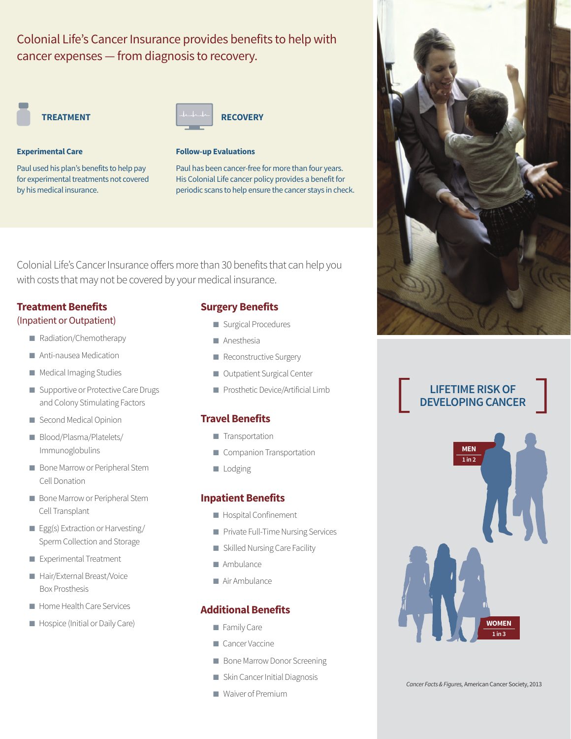## Colonial Life's Cancer Insurance provides benefits to help with cancer expenses — from diagnosis to recovery.

### TREATMENT

**Experimental Care**

Paul used his plan's benefits to help pay for experimental treatments not covered by his medical insurance.

### RECOVERY

**Follow-up Evaluations**

Paul has been cancer-free for more than four years. His Colonial Life cancer policy provides a benefit for periodic scans to help ensure the cancer stays in check.

Colonial Life's Cancer Insurance offers more than 30 benefits that can help you with costs that may not be covered by your medical insurance.

### Treatment Benefits
(Inpatient or Outpatient)

- Radiation/Chemotherapy
- Anti-nausea Medication
- Medical Imaging Studies
- Supportive or Protective Care Drugs and Colony Stimulating Factors
- Second Medical Opinion
- Blood/Plasma/Platelets/Immunoglobulins
- Bone Marrow or Peripheral Stem Cell Donation
- Bone Marrow or Peripheral Stem Cell Transplant
- Egg(s) Extraction or Harvesting/Sperm Collection and Storage
- Experimental Treatment
- Hair/External Breast/Voice Box Prosthesis
- Home Health Care Services
- Hospice (Initial or Daily Care)

### Surgery Benefits

- Surgical Procedures
- Anesthesia
- Reconstructive Surgery
- Outpatient Surgical Center
- Prosthetic Device/Artificial Limb

### Travel Benefits

- Transportation
- Companion Transportation
- Lodging

### Inpatient Benefits

- Hospital Confinement
- Private Full-Time Nursing Services
- Skilled Nursing Care Facility
- Ambulance
- Air Ambulance

### Additional Benefits

- Family Care
- Cancer Vaccine
- Bone Marrow Donor Screening
- Skin Cancer Initial Diagnosis
- Waiver of Premium

### LIFETIME RISK OF DEVELOPING CANCER

**MEN** 1 in 2

**WOMEN** 1 in 3

*Cancer Facts & Figures*, American Cancer Society, 2013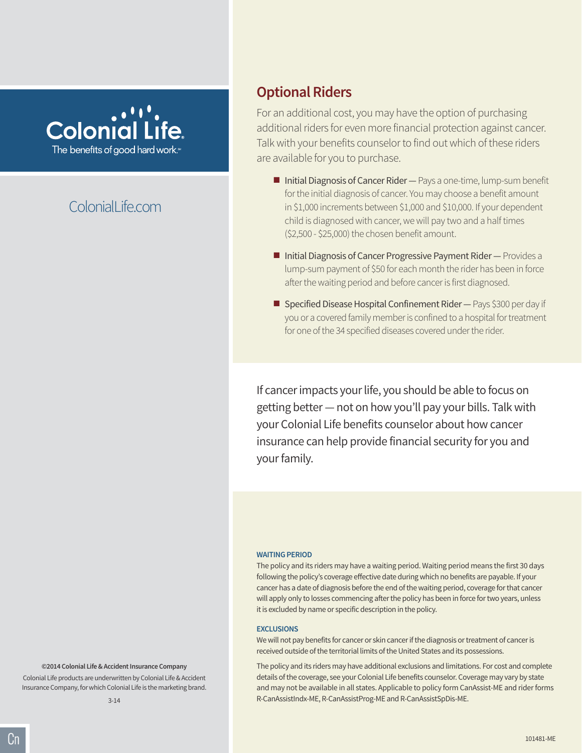Colonial Life
The benefits of good hard work.℠

ColonialLife.com

## Optional Riders

For an additional cost, you may have the option of purchasing additional riders for even more financial protection against cancer. Talk with your benefits counselor to find out which of these riders are available for you to purchase.

- Initial Diagnosis of Cancer Rider — Pays a one-time, lump-sum benefit for the initial diagnosis of cancer. You may choose a benefit amount in $1,000 increments between $1,000 and $10,000. If your dependent child is diagnosed with cancer, we will pay two and a half times ($2,500 - $25,000) the chosen benefit amount.
- Initial Diagnosis of Cancer Progressive Payment Rider — Provides a lump-sum payment of $50 for each month the rider has been in force after the waiting period and before cancer is first diagnosed.
- Specified Disease Hospital Confinement Rider — Pays $300 per day if you or a covered family member is confined to a hospital for treatment for one of the 34 specified diseases covered under the rider.

If cancer impacts your life, you should be able to focus on getting better — not on how you'll pay your bills. Talk with your Colonial Life benefits counselor about how cancer insurance can help provide financial security for you and your family.

#### WAITING PERIOD

The policy and its riders may have a waiting period. Waiting period means the first 30 days following the policy's coverage effective date during which no benefits are payable. If your cancer has a date of diagnosis before the end of the waiting period, coverage for that cancer will apply only to losses commencing after the policy has been in force for two years, unless it is excluded by name or specific description in the policy.

#### EXCLUSIONS

We will not pay benefits for cancer or skin cancer if the diagnosis or treatment of cancer is received outside of the territorial limits of the United States and its possessions.

The policy and its riders may have additional exclusions and limitations. For cost and complete details of the coverage, see your Colonial Life benefits counselor. Coverage may vary by state and may not be available in all states. Applicable to policy form CanAssist-ME and rider forms R-CanAssistIndx-ME, R-CanAssistProg-ME and R-CanAssistSpDis-ME.

**©2014 Colonial Life & Accident Insurance Company**

Colonial Life products are underwritten by Colonial Life & Accident Insurance Company, for which Colonial Life is the marketing brand.

3-14

Cn

101481-ME